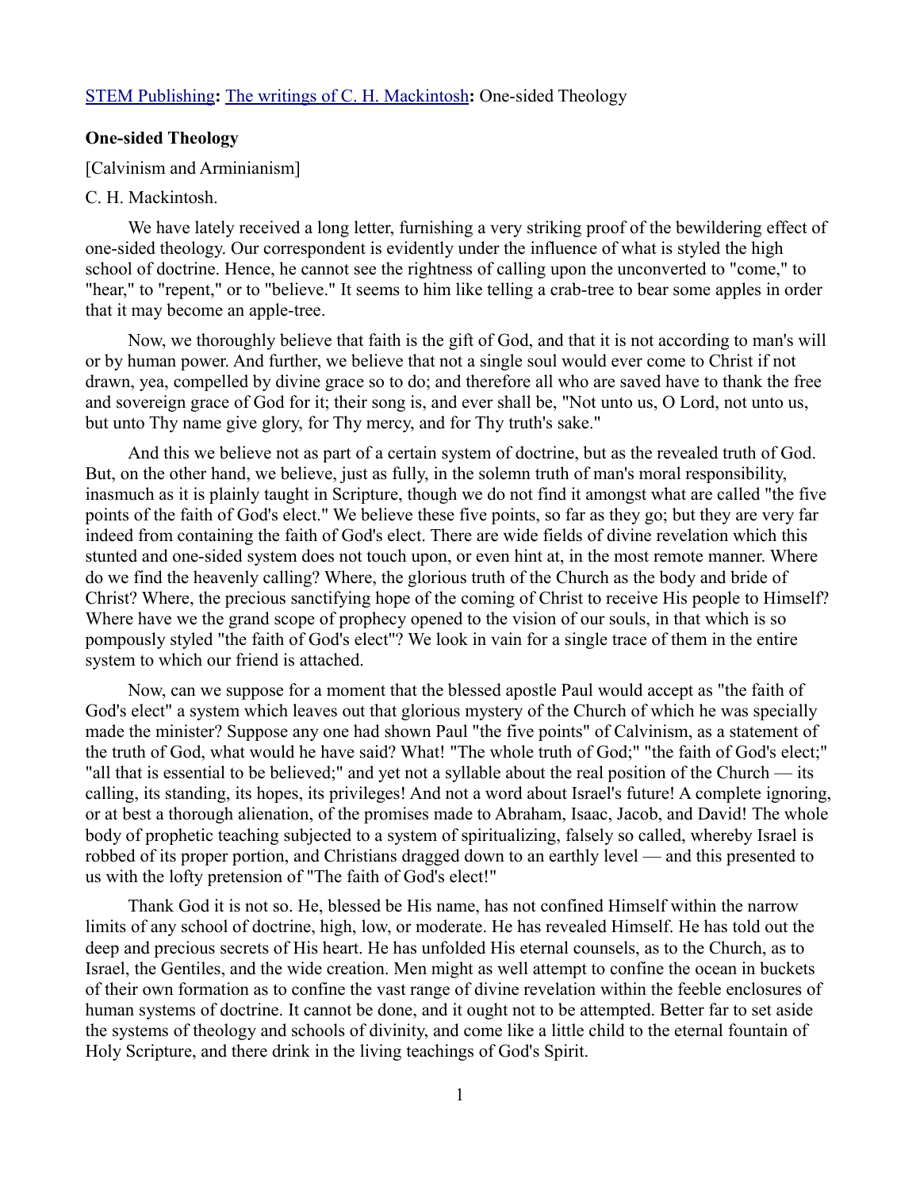STEM Publishing**:** The writings of C. H. Mackintosh**:** One-sided Theology

**One-sided Theology**

[Calvinism and Arminianism]

C. H. Mackintosh.

We have lately received a long letter, furnishing a very striking proof of the bewildering effect of one-sided theology. Our correspondent is evidently under the influence of what is styled the high school of doctrine. Hence, he cannot see the rightness of calling upon the unconverted to "come," to "hear," to "repent," or to "believe." It seems to him like telling a crab-tree to bear some apples in order that it may become an apple-tree.

Now, we thoroughly believe that faith is the gift of God, and that it is not according to man's will or by human power. And further, we believe that not a single soul would ever come to Christ if not drawn, yea, compelled by divine grace so to do; and therefore all who are saved have to thank the free and sovereign grace of God for it; their song is, and ever shall be, "Not unto us, O Lord, not unto us, but unto Thy name give glory, for Thy mercy, and for Thy truth's sake."

And this we believe not as part of a certain system of doctrine, but as the revealed truth of God. But, on the other hand, we believe, just as fully, in the solemn truth of man's moral responsibility, inasmuch as it is plainly taught in Scripture, though we do not find it amongst what are called "the five points of the faith of God's elect." We believe these five points, so far as they go; but they are very far indeed from containing the faith of God's elect. There are wide fields of divine revelation which this stunted and one-sided system does not touch upon, or even hint at, in the most remote manner. Where do we find the heavenly calling? Where, the glorious truth of the Church as the body and bride of Christ? Where, the precious sanctifying hope of the coming of Christ to receive His people to Himself? Where have we the grand scope of prophecy opened to the vision of our souls, in that which is so pompously styled "the faith of God's elect"? We look in vain for a single trace of them in the entire system to which our friend is attached.

Now, can we suppose for a moment that the blessed apostle Paul would accept as "the faith of God's elect" a system which leaves out that glorious mystery of the Church of which he was specially made the minister? Suppose any one had shown Paul "the five points" of Calvinism, as a statement of the truth of God, what would he have said? What! "The whole truth of God;" "the faith of God's elect;" "all that is essential to be believed;" and yet not a syllable about the real position of the Church — its calling, its standing, its hopes, its privileges! And not a word about Israel's future! A complete ignoring, or at best a thorough alienation, of the promises made to Abraham, Isaac, Jacob, and David! The whole body of prophetic teaching subjected to a system of spiritualizing, falsely so called, whereby Israel is robbed of its proper portion, and Christians dragged down to an earthly level — and this presented to us with the lofty pretension of "The faith of God's elect!"

Thank God it is not so. He, blessed be His name, has not confined Himself within the narrow limits of any school of doctrine, high, low, or moderate. He has revealed Himself. He has told out the deep and precious secrets of His heart. He has unfolded His eternal counsels, as to the Church, as to Israel, the Gentiles, and the wide creation. Men might as well attempt to confine the ocean in buckets of their own formation as to confine the vast range of divine revelation within the feeble enclosures of human systems of doctrine. It cannot be done, and it ought not to be attempted. Better far to set aside the systems of theology and schools of divinity, and come like a little child to the eternal fountain of Holy Scripture, and there drink in the living teachings of God's Spirit.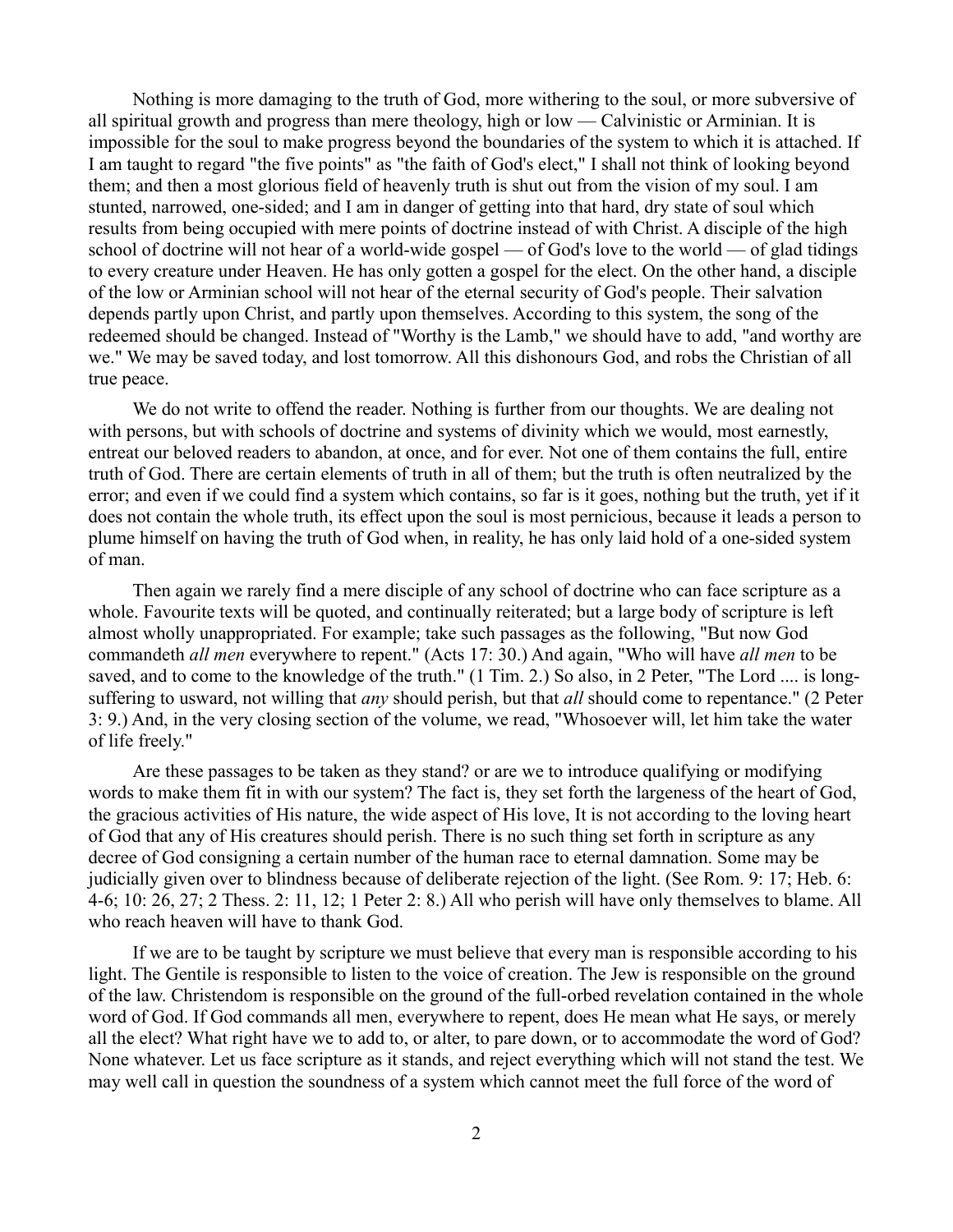Nothing is more damaging to the truth of God, more withering to the soul, or more subversive of all spiritual growth and progress than mere theology, high or low — Calvinistic or Arminian. It is impossible for the soul to make progress beyond the boundaries of the system to which it is attached. If I am taught to regard "the five points" as "the faith of God's elect," I shall not think of looking beyond them; and then a most glorious field of heavenly truth is shut out from the vision of my soul. I am stunted, narrowed, one-sided; and I am in danger of getting into that hard, dry state of soul which results from being occupied with mere points of doctrine instead of with Christ. A disciple of the high school of doctrine will not hear of a world-wide gospel — of God's love to the world — of glad tidings to every creature under Heaven. He has only gotten a gospel for the elect. On the other hand, a disciple of the low or Arminian school will not hear of the eternal security of God's people. Their salvation depends partly upon Christ, and partly upon themselves. According to this system, the song of the redeemed should be changed. Instead of "Worthy is the Lamb," we should have to add, "and worthy are we." We may be saved today, and lost tomorrow. All this dishonours God, and robs the Christian of all true peace.

We do not write to offend the reader. Nothing is further from our thoughts. We are dealing not with persons, but with schools of doctrine and systems of divinity which we would, most earnestly, entreat our beloved readers to abandon, at once, and for ever. Not one of them contains the full, entire truth of God. There are certain elements of truth in all of them; but the truth is often neutralized by the error; and even if we could find a system which contains, so far is it goes, nothing but the truth, yet if it does not contain the whole truth, its effect upon the soul is most pernicious, because it leads a person to plume himself on having the truth of God when, in reality, he has only laid hold of a one-sided system of man.

Then again we rarely find a mere disciple of any school of doctrine who can face scripture as a whole. Favourite texts will be quoted, and continually reiterated; but a large body of scripture is left almost wholly unappropriated. For example; take such passages as the following, "But now God commandeth *all men* everywhere to repent." (Acts 17: 30.) And again, "Who will have *all men* to be saved, and to come to the knowledge of the truth." (1 Tim. 2.) So also, in 2 Peter, "The Lord .... is long-suffering to usward, not willing that *any* should perish, but that *all* should come to repentance." (2 Peter 3: 9.) And, in the very closing section of the volume, we read, "Whosoever will, let him take the water of life freely."

Are these passages to be taken as they stand? or are we to introduce qualifying or modifying words to make them fit in with our system? The fact is, they set forth the largeness of the heart of God, the gracious activities of His nature, the wide aspect of His love, It is not according to the loving heart of God that any of His creatures should perish. There is no such thing set forth in scripture as any decree of God consigning a certain number of the human race to eternal damnation. Some may be judicially given over to blindness because of deliberate rejection of the light. (See Rom. 9: 17; Heb. 6: 4-6; 10: 26, 27; 2 Thess. 2: 11, 12; 1 Peter 2: 8.) All who perish will have only themselves to blame. All who reach heaven will have to thank God.

If we are to be taught by scripture we must believe that every man is responsible according to his light. The Gentile is responsible to listen to the voice of creation. The Jew is responsible on the ground of the law. Christendom is responsible on the ground of the full-orbed revelation contained in the whole word of God. If God commands all men, everywhere to repent, does He mean what He says, or merely all the elect? What right have we to add to, or alter, to pare down, or to accommodate the word of God? None whatever. Let us face scripture as it stands, and reject everything which will not stand the test. We may well call in question the soundness of a system which cannot meet the full force of the word of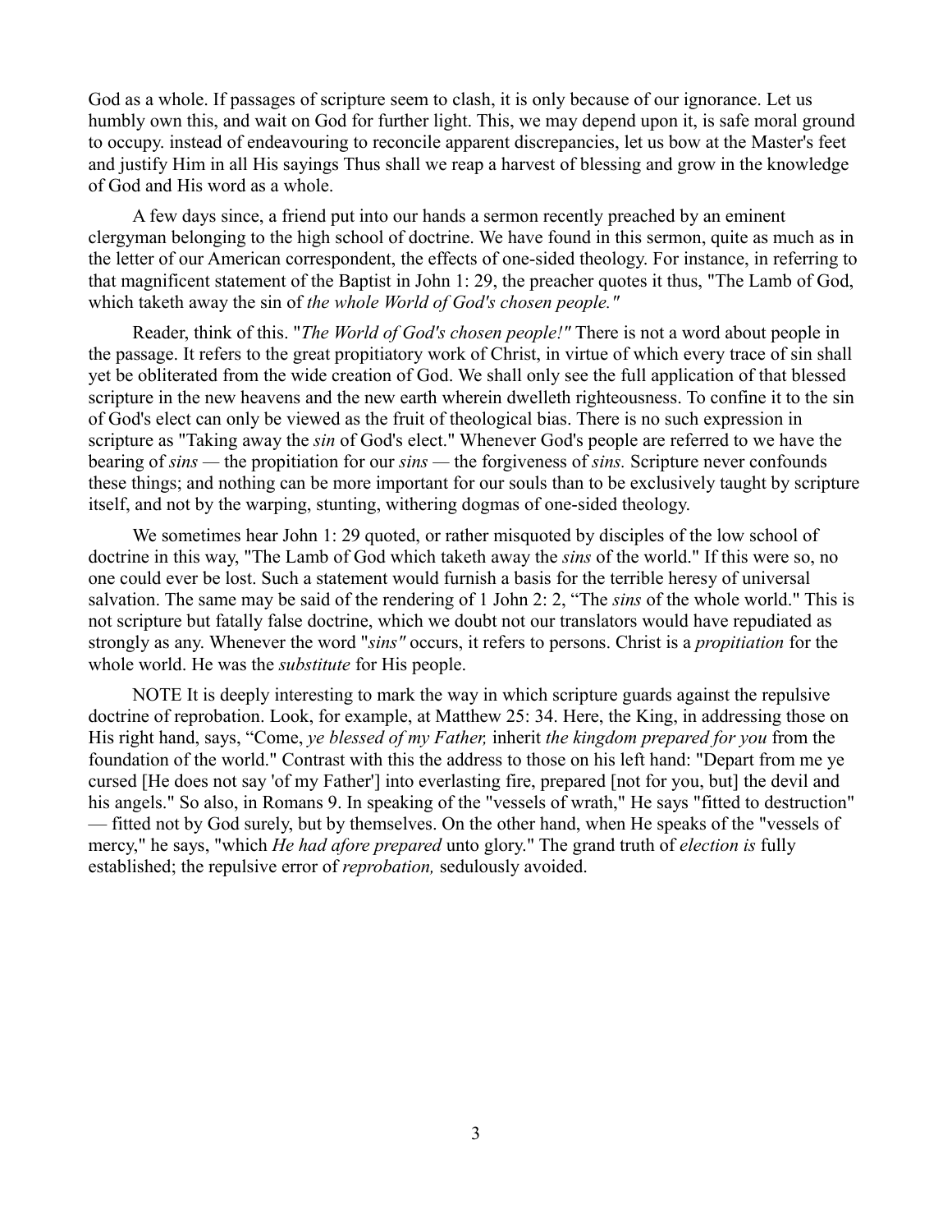God as a whole. If passages of scripture seem to clash, it is only because of our ignorance. Let us humbly own this, and wait on God for further light. This, we may depend upon it, is safe moral ground to occupy. instead of endeavouring to reconcile apparent discrepancies, let us bow at the Master's feet and justify Him in all His sayings Thus shall we reap a harvest of blessing and grow in the knowledge of God and His word as a whole.

A few days since, a friend put into our hands a sermon recently preached by an eminent clergyman belonging to the high school of doctrine. We have found in this sermon, quite as much as in the letter of our American correspondent, the effects of one-sided theology. For instance, in referring to that magnificent statement of the Baptist in John 1: 29, the preacher quotes it thus, "The Lamb of God, which taketh away the sin of *the whole World of God's chosen people."*

Reader, think of this. "*The World of God's chosen people!"* There is not a word about people in the passage. It refers to the great propitiatory work of Christ, in virtue of which every trace of sin shall yet be obliterated from the wide creation of God. We shall only see the full application of that blessed scripture in the new heavens and the new earth wherein dwelleth righteousness. To confine it to the sin of God's elect can only be viewed as the fruit of theological bias. There is no such expression in scripture as "Taking away the *sin* of God's elect." Whenever God's people are referred to we have the bearing of *sins* — the propitiation for our *sins* — the forgiveness of *sins.* Scripture never confounds these things; and nothing can be more important for our souls than to be exclusively taught by scripture itself, and not by the warping, stunting, withering dogmas of one-sided theology.

We sometimes hear John 1: 29 quoted, or rather misquoted by disciples of the low school of doctrine in this way, "The Lamb of God which taketh away the *sins* of the world." If this were so, no one could ever be lost. Such a statement would furnish a basis for the terrible heresy of universal salvation. The same may be said of the rendering of 1 John 2: 2, "The *sins* of the whole world." This is not scripture but fatally false doctrine, which we doubt not our translators would have repudiated as strongly as any. Whenever the word "*sins"* occurs, it refers to persons. Christ is a *propitiation* for the whole world. He was the *substitute* for His people.

NOTE It is deeply interesting to mark the way in which scripture guards against the repulsive doctrine of reprobation. Look, for example, at Matthew 25: 34. Here, the King, in addressing those on His right hand, says, "Come, *ye blessed of my Father,* inherit *the kingdom prepared for you* from the foundation of the world." Contrast with this the address to those on his left hand: "Depart from me ye cursed [He does not say 'of my Father'] into everlasting fire, prepared [not for you, but] the devil and his angels." So also, in Romans 9. In speaking of the "vessels of wrath," He says "fitted to destruction" — fitted not by God surely, but by themselves. On the other hand, when He speaks of the "vessels of mercy," he says, "which *He had afore prepared* unto glory." The grand truth of *election is* fully established; the repulsive error of *reprobation,* sedulously avoided.